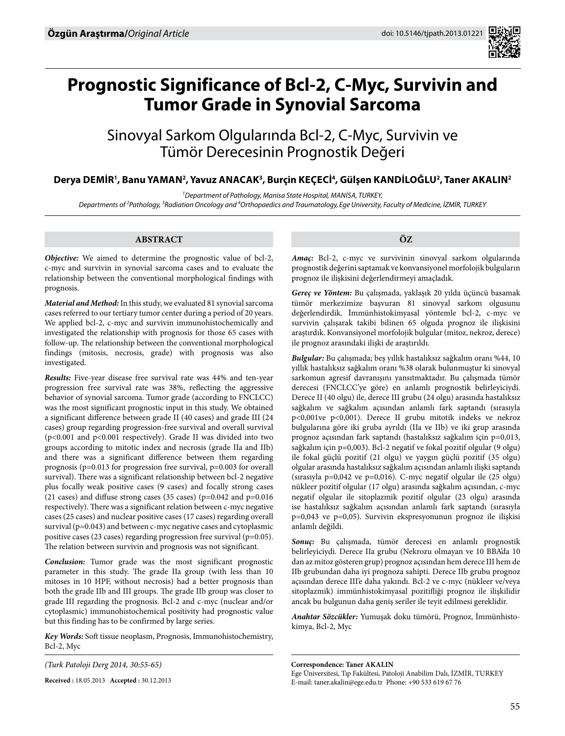**Özgün Araştırma/***Original Article*

doi: 10.5146/tjpath.2013.01221

# Prognostic Significance of Bcl-2, C-Myc, Survivin and Tumor Grade in Synovial Sarcoma

## Sinovyal Sarkom Olgularında Bcl-2, C-Myc, Survivin ve Tümör Derecesinin Prognostik Değeri

**Derya DEMİR[1], Banu YAMAN[2], Yavuz ANACAK[3], Burçin KEÇECİ[4], Gülşen KANDİLOĞLU[2], Taner AKALIN[2]**

[1]Department of Pathology, Manisa State Hospital, MANİSA, TURKEY,
Departments of [2]Pathology, [3]Radiation Oncology and [4]Orthopaedics and Traumatology, Ege University, Faculty of Medicine, İZMİR, TURKEY

### ABSTRACT

***Objective:*** We aimed to determine the prognostic value of bcl-2, c-myc and survivin in synovial sarcoma cases and to evaluate the relationship between the conventional morphological findings with prognosis.

***Material and Method:*** In this study, we evaluated 81 synovial sarcoma cases referred to our tertiary tumor center during a period of 20 years. We applied bcl-2, c-myc and survivin immunohistochemically and investigated the relationship with prognosis for those 65 cases with follow-up. The relationship between the conventional morphological findings (mitosis, necrosis, grade) with prognosis was also investigated.

***Results:*** Five-year disease free survival rate was 44% and ten-year progression free survival rate was 38%, reflecting the aggressive behavior of synovial sarcoma. Tumor grade (according to FNCLCC) was the most significant prognostic input in this study. We obtained a significant difference between grade II (40 cases) and grade III (24 cases) group regarding progression-free survival and overall survival ($p<0.001$ and $p<0.001$ respectively). Grade II was divided into two groups according to mitotic index and necrosis (grade IIa and IIb) and there was a significant difference between them regarding prognosis ($p=0.013$ for progression free survival, $p=0.003$ for overall survival). There was a significant relationship between bcl-2 negative plus focally weak positive cases (9 cases) and focally strong cases (21 cases) and diffuse strong cases (35 cases) ($p=0.042$ and $p=0.016$ respectively). There was a significant relation between c-myc negative cases (25 cases) and nuclear positive cases (17 cases) regarding overall survival ($p=0.043$) and between c-myc negative cases and cytoplasmic positive cases (23 cases) regarding progression free survival ($p=0.05$). The relation between survivin and prognosis was not significant.

***Conclusion:*** Tumor grade was the most significant prognostic parameter in this study. The grade IIa group (with less than 10 mitoses in 10 HPF, without necrosis) had a better prognosis than both the grade IIb and III groups. The grade IIb group was closer to grade III regarding the prognosis. Bcl-2 and c-myc (nuclear and/or cytoplasmic) immunohistochemical positivity had prognostic value but this finding has to be confirmed by large series.

***Key Words:*** Soft tissue neoplasm, Prognosis, Immunohistochemistry, Bcl-2, Myc

*(Turk Patoloji Derg 2014, 30:55-65)*

**Received :** 18.05.2013 **Accepted :** 30.12.2013

### ÖZ

***Amaç:*** Bcl-2, c-myc ve survivinin sinovyal sarkom olgularında prognostik değerini saptamak ve konvansiyonel morfolojik bulguların prognoz ile ilişkisini değerlendirmeyi amaçladık.

***Gereç ve Yöntem:*** Bu çalışmada, yaklaşık 20 yılda üçüncü basamak tümör merkezimize başvuran 81 sinovyal sarkom olgusunu değerlendirdik. İmmünhistokimyasal yöntemle bcl-2, c-myc ve survivin çalışarak takibi bilinen 65 olguda prognoz ile ilişkisini araştırdık. Konvansiyonel morfolojik bulgular (mitoz, nekroz, derece) ile prognoz arasındaki ilişki de araştırıldı.

***Bulgular:*** Bu çalışmada; beş yıllık hastalıksız sağkalım oranı %44, 10 yıllık hastalıksız sağkalım oranı %38 olarak bulunmuştur ki sinovyal sarkomun agresif davranışını yansıtmaktadır. Bu çalışmada tümör derecesi (FNCLCC'ye göre) en anlamlı prognostik belirleyiciydi. Derece II (40 olgu) ile, derece III grubu (24 olgu) arasında hastalıksız sağkalım ve sağkalım açısından anlamlı fark saptandı (sırasıyla p<0,001ve p<0,001). Derece II grubu mitotik indeks ve nekroz bulgularına göre iki gruba ayrıldı (IIa ve IIb) ve iki grup arasında prognoz açısından fark saptandı (hastalıksız sağkalım için p=0,013, sağkalım için p=0,003). Bcl-2 negatif ve fokal pozitif olgular (9 olgu) ile fokal güçlü pozitif (21 olgu) ve yaygın güçlü pozitif (35 olgu) olgular arasında hastalıksız sağkalım açısından anlamlı ilişki saptandı (sırasıyla p=0,042 ve p=0,016). C-myc negatif olgular ile (25 olgu) nükleer pozitif olgular (17 olgu) arasında sağkalım açısından, c-myc negatif olgular ile sitoplazmik pozitif olgular (23 olgu) arasında ise hastalıksız sağkalım açısından anlamlı fark saptandı (sırasıyla p=0,043 ve p=0,05). Survivin ekspresyonunun prognoz ile ilişkisi anlamlı değildi.

***Sonuç:*** Bu çalışmada, tümör derecesi en anlamlı prognostik belirleyiciydi. Derece IIa grubu (Nekrozu olmayan ve 10 BBA'da 10 dan az mitoz gösteren grup) prognoz açısından hem derece III hem de IIb grubundan daha iyi prognoza sahipti. Derece IIb grubu prognoz açısından derece III'e daha yakındı. Bcl-2 ve c-myc (nükleer ve/veya sitoplazmik) immünhistokimyasal pozitifliği prognoz ile ilişkilidir ancak bu bulgunun daha geniş seriler ile teyit edilmesi gereklidir.

***Anahtar Sözcükler:*** Yumuşak doku tümörü, Prognoz, İmmünhistokimya, Bcl-2, Myc

**Correspondence: Taner AKALIN**
Ege Üniversitesi, Tıp Fakültesi, Patoloji Anabilim Dalı, İZMİR, TURKEY
E-mail: taner.akalin@ege.edu.tr Phone: +90 533 619 67 76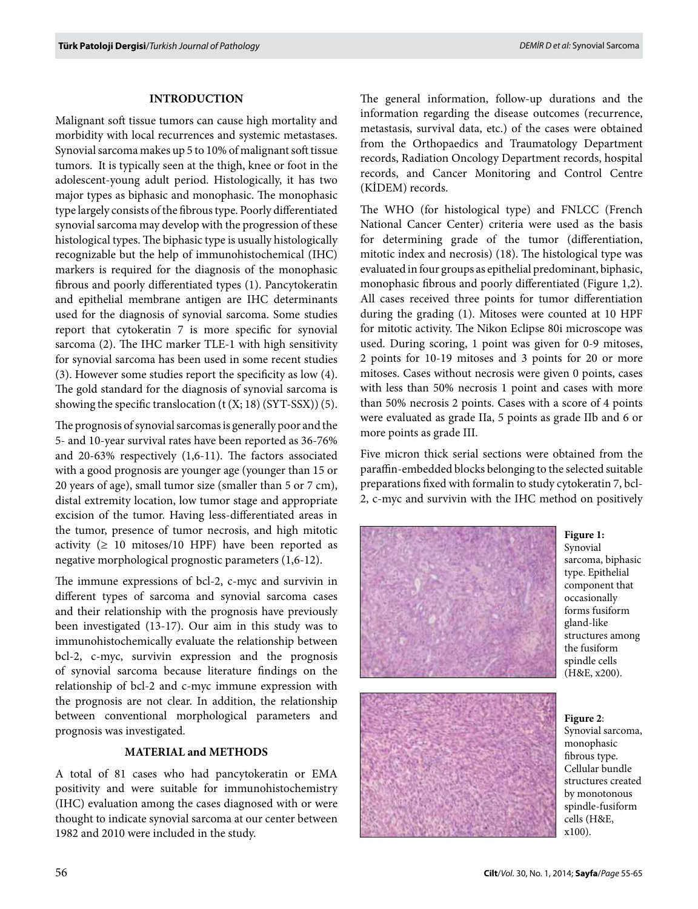## INTRODUCTION

Malignant soft tissue tumors can cause high mortality and morbidity with local recurrences and systemic metastases. Synovial sarcoma makes up 5 to 10% of malignant soft tissue tumors. It is typically seen at the thigh, knee or foot in the adolescent-young adult period. Histologically, it has two major types as biphasic and monophasic. The monophasic type largely consists of the fibrous type. Poorly differentiated synovial sarcoma may develop with the progression of these histological types. The biphasic type is usually histologically recognizable but the help of immunohistochemical (IHC) markers is required for the diagnosis of the monophasic fibrous and poorly differentiated types (1). Pancytokeratin and epithelial membrane antigen are IHC determinants used for the diagnosis of synovial sarcoma. Some studies report that cytokeratin 7 is more specific for synovial sarcoma (2). The IHC marker TLE-1 with high sensitivity for synovial sarcoma has been used in some recent studies (3). However some studies report the specificity as low (4). The gold standard for the diagnosis of synovial sarcoma is showing the specific translocation (t (X; 18) (SYT-SSX)) (5).

The prognosis of synovial sarcomas is generally poor and the 5- and 10-year survival rates have been reported as 36-76% and 20-63% respectively (1,6-11). The factors associated with a good prognosis are younger age (younger than 15 or 20 years of age), small tumor size (smaller than 5 or 7 cm), distal extremity location, low tumor stage and appropriate excision of the tumor. Having less-differentiated areas in the tumor, presence of tumor necrosis, and high mitotic activity ($\geq$ 10 mitoses/10 HPF) have been reported as negative morphological prognostic parameters (1,6-12).

The immune expressions of bcl-2, c-myc and survivin in different types of sarcoma and synovial sarcoma cases and their relationship with the prognosis have previously been investigated (13-17). Our aim in this study was to immunohistochemically evaluate the relationship between bcl-2, c-myc, survivin expression and the prognosis of synovial sarcoma because literature findings on the relationship of bcl-2 and c-myc immune expression with the prognosis are not clear. In addition, the relationship between conventional morphological parameters and prognosis was investigated.

## MATERIAL and METHODS

A total of 81 cases who had pancytokeratin or EMA positivity and were suitable for immunohistochemistry (IHC) evaluation among the cases diagnosed with or were thought to indicate synovial sarcoma at our center between 1982 and 2010 were included in the study.

The general information, follow-up durations and the information regarding the disease outcomes (recurrence, metastasis, survival data, etc.) of the cases were obtained from the Orthopaedics and Traumatology Department records, Radiation Oncology Department records, hospital records, and Cancer Monitoring and Control Centre (KİDEM) records.

The WHO (for histological type) and FNLCC (French National Cancer Center) criteria were used as the basis for determining grade of the tumor (differentiation, mitotic index and necrosis) (18). The histological type was evaluated in four groups as epithelial predominant, biphasic, monophasic fibrous and poorly differentiated (Figure 1,2). All cases received three points for tumor differentiation during the grading (1). Mitoses were counted at 10 HPF for mitotic activity. The Nikon Eclipse 80i microscope was used. During scoring, 1 point was given for 0-9 mitoses, 2 points for 10-19 mitoses and 3 points for 20 or more mitoses. Cases without necrosis were given 0 points, cases with less than 50% necrosis 1 point and cases with more than 50% necrosis 2 points. Cases with a score of 4 points were evaluated as grade IIa, 5 points as grade IIb and 6 or more points as grade III.

Five micron thick serial sections were obtained from the paraffin-embedded blocks belonging to the selected suitable preparations fixed with formalin to study cytokeratin 7, bcl-2, c-myc and survivin with the IHC method on positively

**Figure 1:** Synovial sarcoma, biphasic type. Epithelial component that occasionally forms fusiform gland-like structures among the fusiform spindle cells (H&E, x200).

**Figure 2**: Synovial sarcoma, monophasic fibrous type. Cellular bundle structures created by monotonous spindle-fusiform cells (H&E, x100).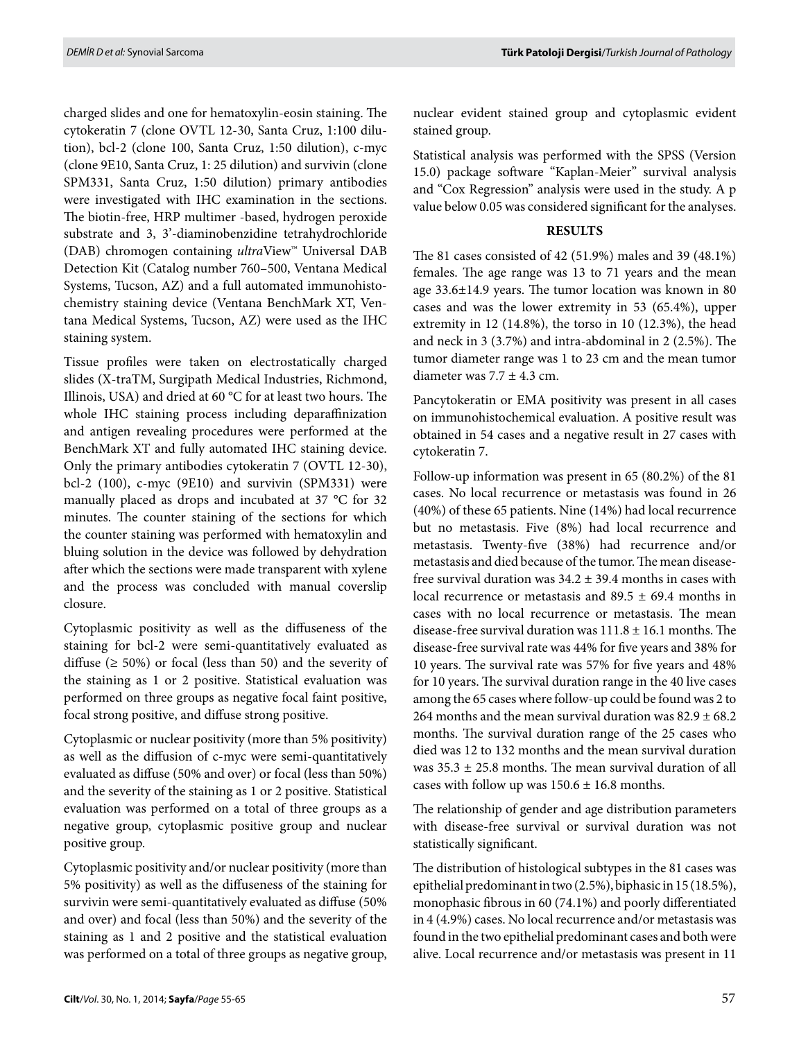charged slides and one for hematoxylin-eosin staining. The cytokeratin 7 (clone OVTL 12-30, Santa Cruz, 1:100 dilution), bcl-2 (clone 100, Santa Cruz, 1:50 dilution), c-myc (clone 9E10, Santa Cruz, 1: 25 dilution) and survivin (clone SPM331, Santa Cruz, 1:50 dilution) primary antibodies were investigated with IHC examination in the sections. The biotin-free, HRP multimer -based, hydrogen peroxide substrate and 3, 3'-diaminobenzidine tetrahydrochloride (DAB) chromogen containing *ultra*View™ Universal DAB Detection Kit (Catalog number 760–500, Ventana Medical Systems, Tucson, AZ) and a full automated immunohistochemistry staining device (Ventana BenchMark XT, Ventana Medical Systems, Tucson, AZ) were used as the IHC staining system.

Tissue profiles were taken on electrostatically charged slides (X-traTM, Surgipath Medical Industries, Richmond, Illinois, USA) and dried at 60 °C for at least two hours. The whole IHC staining process including deparaffinization and antigen revealing procedures were performed at the BenchMark XT and fully automated IHC staining device. Only the primary antibodies cytokeratin 7 (OVTL 12-30), bcl-2 (100), c-myc (9E10) and survivin (SPM331) were manually placed as drops and incubated at 37 °C for 32 minutes. The counter staining of the sections for which the counter staining was performed with hematoxylin and bluing solution in the device was followed by dehydration after which the sections were made transparent with xylene and the process was concluded with manual coverslip closure.

Cytoplasmic positivity as well as the diffuseness of the staining for bcl-2 were semi-quantitatively evaluated as diffuse (≥ 50%) or focal (less than 50) and the severity of the staining as 1 or 2 positive. Statistical evaluation was performed on three groups as negative focal faint positive, focal strong positive, and diffuse strong positive.

Cytoplasmic or nuclear positivity (more than 5% positivity) as well as the diffusion of c-myc were semi-quantitatively evaluated as diffuse (50% and over) or focal (less than 50%) and the severity of the staining as 1 or 2 positive. Statistical evaluation was performed on a total of three groups as a negative group, cytoplasmic positive group and nuclear positive group.

Cytoplasmic positivity and/or nuclear positivity (more than 5% positivity) as well as the diffuseness of the staining for survivin were semi-quantitatively evaluated as diffuse (50% and over) and focal (less than 50%) and the severity of the staining as 1 and 2 positive and the statistical evaluation was performed on a total of three groups as negative group, nuclear evident stained group and cytoplasmic evident stained group.

Statistical analysis was performed with the SPSS (Version 15.0) package software "Kaplan-Meier" survival analysis and "Cox Regression" analysis were used in the study. A p value below 0.05 was considered significant for the analyses.

## RESULTS

The 81 cases consisted of 42 (51.9%) males and 39 (48.1%) females. The age range was 13 to 71 years and the mean age 33.6±14.9 years. The tumor location was known in 80 cases and was the lower extremity in 53 (65.4%), upper extremity in 12 (14.8%), the torso in 10 (12.3%), the head and neck in 3 (3.7%) and intra-abdominal in 2 (2.5%). The tumor diameter range was 1 to 23 cm and the mean tumor diameter was 7.7 ± 4.3 cm.

Pancytokeratin or EMA positivity was present in all cases on immunohistochemical evaluation. A positive result was obtained in 54 cases and a negative result in 27 cases with cytokeratin 7.

Follow-up information was present in 65 (80.2%) of the 81 cases. No local recurrence or metastasis was found in 26 (40%) of these 65 patients. Nine (14%) had local recurrence but no metastasis. Five (8%) had local recurrence and metastasis. Twenty-five (38%) had recurrence and/or metastasis and died because of the tumor. The mean disease-free survival duration was 34.2 ± 39.4 months in cases with local recurrence or metastasis and 89.5 ± 69.4 months in cases with no local recurrence or metastasis. The mean disease-free survival duration was 111.8 ± 16.1 months. The disease-free survival rate was 44% for five years and 38% for 10 years. The survival rate was 57% for five years and 48% for 10 years. The survival duration range in the 40 live cases among the 65 cases where follow-up could be found was 2 to 264 months and the mean survival duration was 82.9 ± 68.2 months. The survival duration range of the 25 cases who died was 12 to 132 months and the mean survival duration was 35.3 ± 25.8 months. The mean survival duration of all cases with follow up was 150.6 ± 16.8 months.

The relationship of gender and age distribution parameters with disease-free survival or survival duration was not statistically significant.

The distribution of histological subtypes in the 81 cases was epithelial predominant in two (2.5%), biphasic in 15 (18.5%), monophasic fibrous in 60 (74.1%) and poorly differentiated in 4 (4.9%) cases. No local recurrence and/or metastasis was found in the two epithelial predominant cases and both were alive. Local recurrence and/or metastasis was present in 11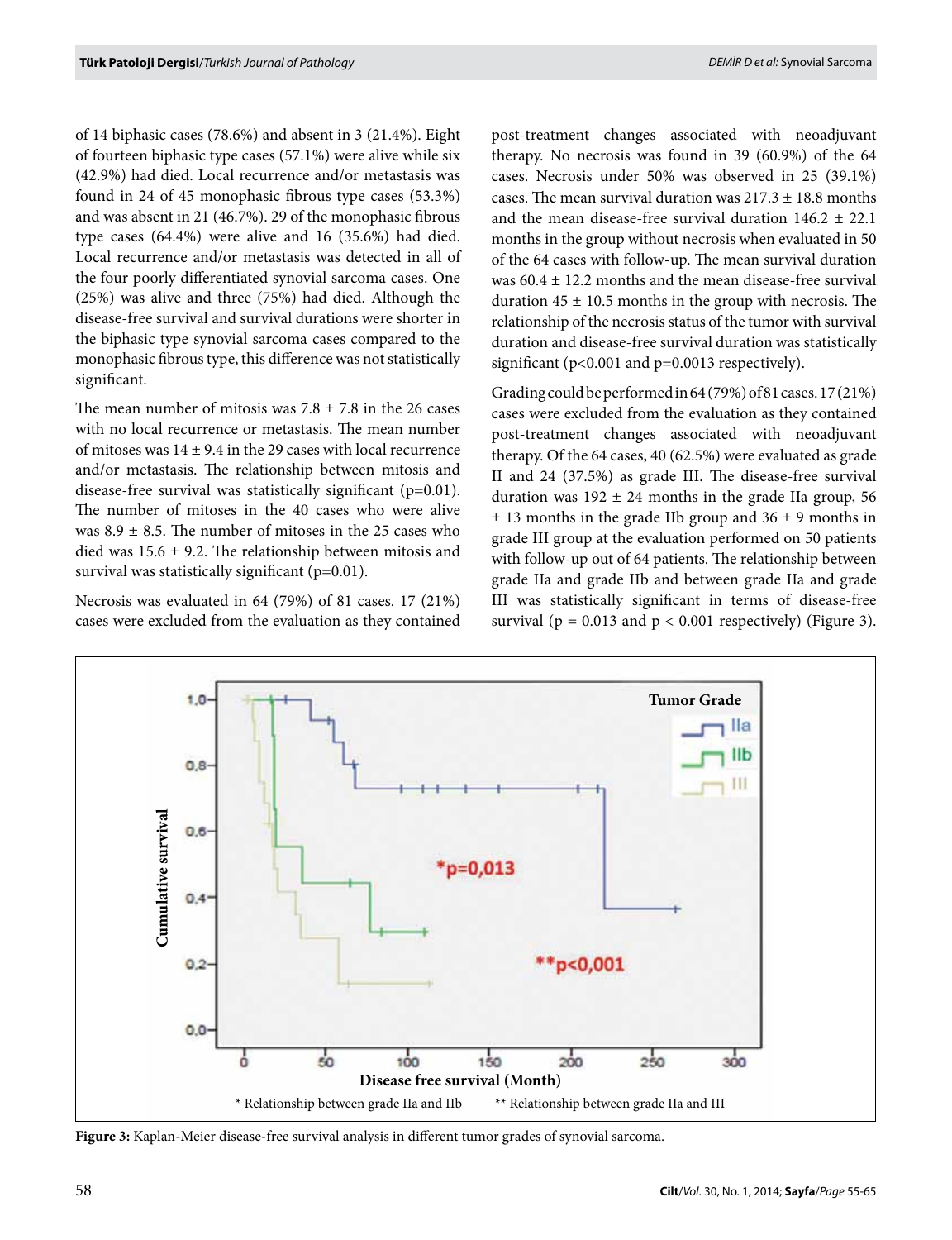of 14 biphasic cases (78.6%) and absent in 3 (21.4%). Eight of fourteen biphasic type cases (57.1%) were alive while six (42.9%) had died. Local recurrence and/or metastasis was found in 24 of 45 monophasic fibrous type cases (53.3%) and was absent in 21 (46.7%). 29 of the monophasic fibrous type cases (64.4%) were alive and 16 (35.6%) had died. Local recurrence and/or metastasis was detected in all of the four poorly differentiated synovial sarcoma cases. One (25%) was alive and three (75%) had died. Although the disease-free survival and survival durations were shorter in the biphasic type synovial sarcoma cases compared to the monophasic fibrous type, this difference was not statistically significant.

The mean number of mitosis was 7.8 ± 7.8 in the 26 cases with no local recurrence or metastasis. The mean number of mitoses was 14 ± 9.4 in the 29 cases with local recurrence and/or metastasis. The relationship between mitosis and disease-free survival was statistically significant (p=0.01). The number of mitoses in the 40 cases who were alive was 8.9 ± 8.5. The number of mitoses in the 25 cases who died was 15.6 ± 9.2. The relationship between mitosis and survival was statistically significant (p=0.01).

Necrosis was evaluated in 64 (79%) of 81 cases. 17 (21%) cases were excluded from the evaluation as they contained post-treatment changes associated with neoadjuvant therapy. No necrosis was found in 39 (60.9%) of the 64 cases. Necrosis under 50% was observed in 25 (39.1%) cases. The mean survival duration was 217.3 ± 18.8 months and the mean disease-free survival duration 146.2 ± 22.1 months in the group without necrosis when evaluated in 50 of the 64 cases with follow-up. The mean survival duration was 60.4 ± 12.2 months and the mean disease-free survival duration 45 ± 10.5 months in the group with necrosis. The relationship of the necrosis status of the tumor with survival duration and disease-free survival duration was statistically significant (p<0.001 and p=0.0013 respectively).

Grading could be performed in 64 (79%) of 81 cases. 17 (21%) cases were excluded from the evaluation as they contained post-treatment changes associated with neoadjuvant therapy. Of the 64 cases, 40 (62.5%) were evaluated as grade II and 24 (37.5%) as grade III. The disease-free survival duration was 192 ± 24 months in the grade IIa group, 56 ± 13 months in the grade IIb group and 36 ± 9 months in grade III group at the evaluation performed on 50 patients with follow-up out of 64 patients. The relationship between grade IIa and grade IIb and between grade IIa and grade III was statistically significant in terms of disease-free survival (p = 0.013 and p < 0.001 respectively) (Figure 3).

**Figure 3:** Kaplan-Meier disease-free survival analysis in different tumor grades of synovial sarcoma.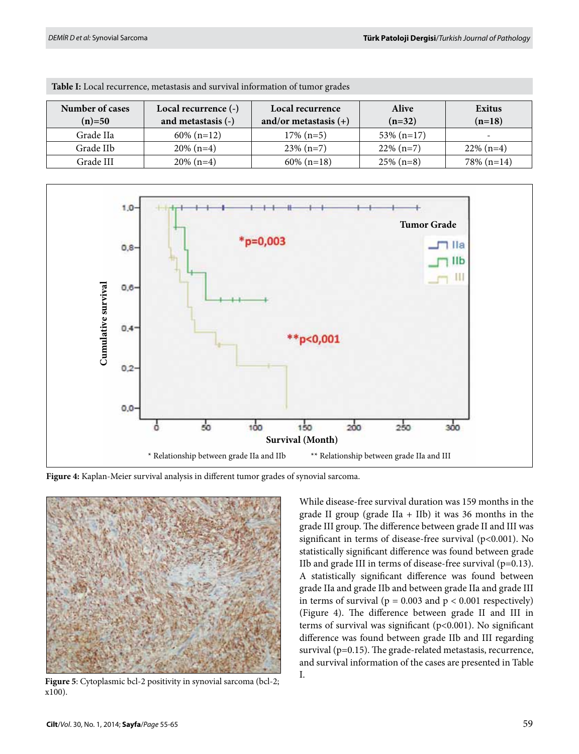**Table I:** Local recurrence, metastasis and survival information of tumor grades

| Number of cases (n)=50 | Local recurrence (-) and metastasis (-) | Local recurrence and/or metastasis (+) | Alive (n=32) | Exitus (n=18) |
|---|---|---|---|---|
| Grade IIa | 60% (n=12) | 17% (n=5) | 53% (n=17) | - |
| Grade IIb | 20% (n=4) | 23% (n=7) | 22% (n=7) | 22% (n=4) |
| Grade III | 20% (n=4) | 60% (n=18) | 25% (n=8) | 78% (n=14) |

**Figure 4:** Kaplan-Meier survival analysis in different tumor grades of synovial sarcoma.

**Figure 5**: Cytoplasmic bcl-2 positivity in synovial sarcoma (bcl-2; x100).

While disease-free survival duration was 159 months in the grade II group (grade IIa + IIb) it was 36 months in the grade III group. The difference between grade II and III was significant in terms of disease-free survival (p<0.001). No statistically significant difference was found between grade IIb and grade III in terms of disease-free survival (p=0.13). A statistically significant difference was found between grade IIa and grade IIb and between grade IIa and grade III in terms of survival (p = 0.003 and p < 0.001 respectively) (Figure 4). The difference between grade II and III in terms of survival was significant (p<0.001). No significant difference was found between grade IIb and III regarding survival (p=0.15). The grade-related metastasis, recurrence, and survival information of the cases are presented in Table I.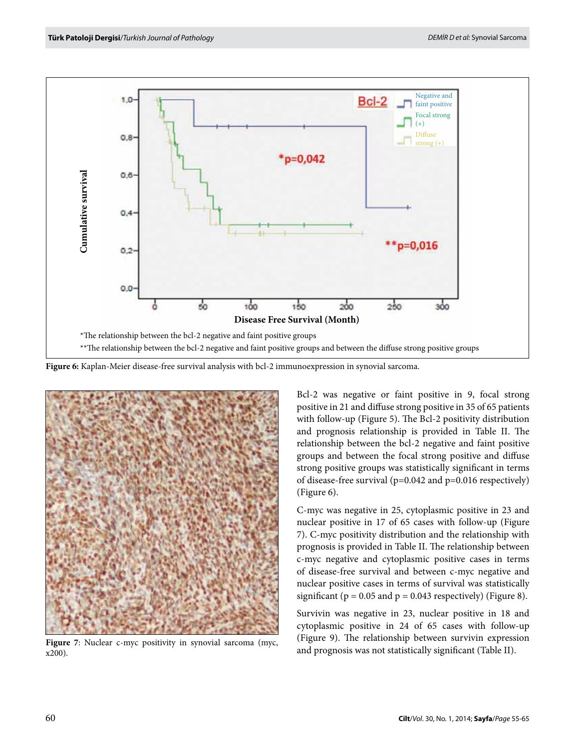*The relationship between the bcl-2 negative and faint positive groups

**The relationship between the bcl-2 negative and faint positive groups and between the diffuse strong positive groups

**Figure 6:** Kaplan-Meier disease-free survival analysis with bcl-2 immunoexpression in synovial sarcoma.

**Figure 7**: Nuclear c-myc positivity in synovial sarcoma (myc, x200).

Bcl-2 was negative or faint positive in 9, focal strong positive in 21 and diffuse strong positive in 35 of 65 patients with follow-up (Figure 5). The Bcl-2 positivity distribution and prognosis relationship is provided in Table II. The relationship between the bcl-2 negative and faint positive groups and between the focal strong positive and diffuse strong positive groups was statistically significant in terms of disease-free survival (p=0.042 and p=0.016 respectively) (Figure 6).

C-myc was negative in 25, cytoplasmic positive in 23 and nuclear positive in 17 of 65 cases with follow-up (Figure 7). C-myc positivity distribution and the relationship with prognosis is provided in Table II. The relationship between c-myc negative and cytoplasmic positive cases in terms of disease-free survival and between c-myc negative and nuclear positive cases in terms of survival was statistically significant (p = 0.05 and p = 0.043 respectively) (Figure 8).

Survivin was negative in 23, nuclear positive in 18 and cytoplasmic positive in 24 of 65 cases with follow-up (Figure 9). The relationship between survivin expression and prognosis was not statistically significant (Table II).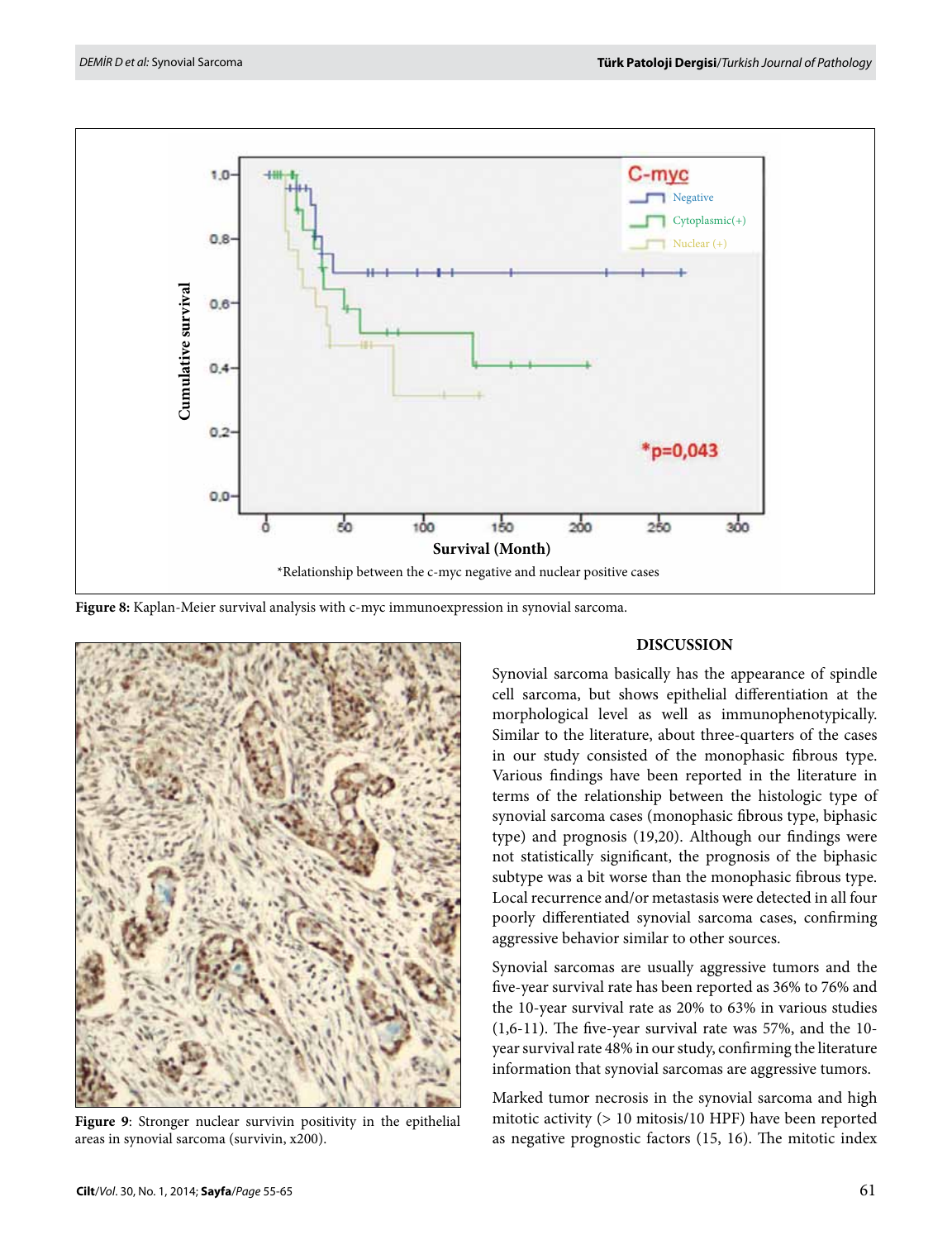*Relationship between the c-myc negative and nuclear positive cases

**Figure 8:** Kaplan-Meier survival analysis with c-myc immunoexpression in synovial sarcoma.

**Figure 9**: Stronger nuclear survivin positivity in the epithelial areas in synovial sarcoma (survivin, x200).

## DISCUSSION

Synovial sarcoma basically has the appearance of spindle cell sarcoma, but shows epithelial differentiation at the morphological level as well as immunophenotypically. Similar to the literature, about three-quarters of the cases in our study consisted of the monophasic fibrous type. Various findings have been reported in the literature in terms of the relationship between the histologic type of synovial sarcoma cases (monophasic fibrous type, biphasic type) and prognosis (19,20). Although our findings were not statistically significant, the prognosis of the biphasic subtype was a bit worse than the monophasic fibrous type. Local recurrence and/or metastasis were detected in all four poorly differentiated synovial sarcoma cases, confirming aggressive behavior similar to other sources.

Synovial sarcomas are usually aggressive tumors and the five-year survival rate has been reported as 36% to 76% and the 10-year survival rate as 20% to 63% in various studies (1,6-11). The five-year survival rate was 57%, and the 10-year survival rate 48% in our study, confirming the literature information that synovial sarcomas are aggressive tumors.

Marked tumor necrosis in the synovial sarcoma and high mitotic activity (> 10 mitosis/10 HPF) have been reported as negative prognostic factors (15, 16). The mitotic index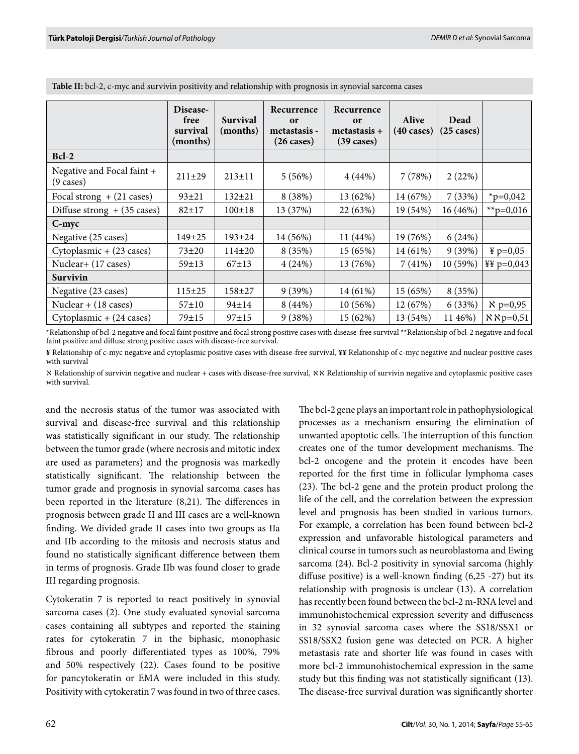**Table II:** bcl-2, c-myc and survivin positivity and relationship with prognosis in synovial sarcoma cases

| | Disease-free survival (months) | Survival (months) | Recurrence or metastasis - (26 cases) | Recurrence or metastasis + (39 cases) | Alive (40 cases) | Dead (25 cases) | |
|---|---|---|---|---|---|---|---|
| **Bcl-2** | | | | | | | |
| Negative and Focal faint + (9 cases) | 211±29 | 213±11 | 5 (56%) | 4 (44%) | 7 (78%) | 2 (22%) | |
| Focal strong + (21 cases) | 93±21 | 132±21 | 8 (38%) | 13 (62%) | 14 (67%) | 7 (33%) | *p=0,042 |
| Diffuse strong + (35 cases) | 82±17 | 100±18 | 13 (37%) | 22 (63%) | 19 (54%) | 16 (46%) | **p=0,016 |
| **C-myc** | | | | | | | |
| Negative (25 cases) | 149±25 | 193±24 | 14 (56%) | 11 (44%) | 19 (76%) | 6 (24%) | |
| Cytoplasmic + (23 cases) | 73±20 | 114±20 | 8 (35%) | 15 (65%) | 14 (61%) | 9 (39%) | ¥ p=0,05 |
| Nuclear+ (17 cases) | 59±13 | 67±13 | 4 (24%) | 13 (76%) | 7 (41%) | 10 (59%) | ¥¥ p=0,043 |
| **Survivin** | | | | | | | |
| Negative (23 cases) | 115±25 | 158±27 | 9 (39%) | 14 (61%) | 15 (65%) | 8 (35%) | |
| Nuclear + (18 cases) | 57±10 | 94±14 | 8 (44%) | 10 (56%) | 12 (67%) | 6 (33%) | ℵ p=0,95 |
| Cytoplasmic + (24 cases) | 79±15 | 97±15 | 9 (38%) | 15 (62%) | 13 (54%) | 11 46%) | ℵℵ p=0,51 |

*Relationship of bcl-2 negative and focal faint positive and focal strong positive cases with disease-free survival **Relationship of bcl-2 negative and focal faint positive and diffuse strong positive cases with disease-free survival.

**¥** Relationship of c-myc negative and cytoplasmic positive cases with disease-free survival, **¥¥** Relationship of c-myc negative and nuclear positive cases with survival

ℵ Relationship of survivin negative and nuclear + cases with disease-free survival, ℵℵ Relationship of survivin negative and cytoplasmic positive cases with survival.

and the necrosis status of the tumor was associated with survival and disease-free survival and this relationship was statistically significant in our study. The relationship between the tumor grade (where necrosis and mitotic index are used as parameters) and the prognosis was markedly statistically significant. The relationship between the tumor grade and prognosis in synovial sarcoma cases has been reported in the literature (8,21). The differences in prognosis between grade II and III cases are a well-known finding. We divided grade II cases into two groups as IIa and IIb according to the mitosis and necrosis status and found no statistically significant difference between them in terms of prognosis. Grade IIb was found closer to grade III regarding prognosis.

Cytokeratin 7 is reported to react positively in synovial sarcoma cases (2). One study evaluated synovial sarcoma cases containing all subtypes and reported the staining rates for cytokeratin 7 in the biphasic, monophasic fibrous and poorly differentiated types as 100%, 79% and 50% respectively (22). Cases found to be positive for pancytokeratin or EMA were included in this study. Positivity with cytokeratin 7 was found in two of three cases.

The bcl-2 gene plays an important role in pathophysiological processes as a mechanism ensuring the elimination of unwanted apoptotic cells. The interruption of this function creates one of the tumor development mechanisms. The bcl-2 oncogene and the protein it encodes have been reported for the first time in follicular lymphoma cases (23). The bcl-2 gene and the protein product prolong the life of the cell, and the correlation between the expression level and prognosis has been studied in various tumors. For example, a correlation has been found between bcl-2 expression and unfavorable histological parameters and clinical course in tumors such as neuroblastoma and Ewing sarcoma (24). Bcl-2 positivity in synovial sarcoma (highly diffuse positive) is a well-known finding (6,25 -27) but its relationship with prognosis is unclear (13). A correlation has recently been found between the bcl-2 m-RNA level and immunohistochemical expression severity and diffuseness in 32 synovial sarcoma cases where the SS18/SSX1 or SS18/SSX2 fusion gene was detected on PCR. A higher metastasis rate and shorter life was found in cases with more bcl-2 immunohistochemical expression in the same study but this finding was not statistically significant (13). The disease-free survival duration was significantly shorter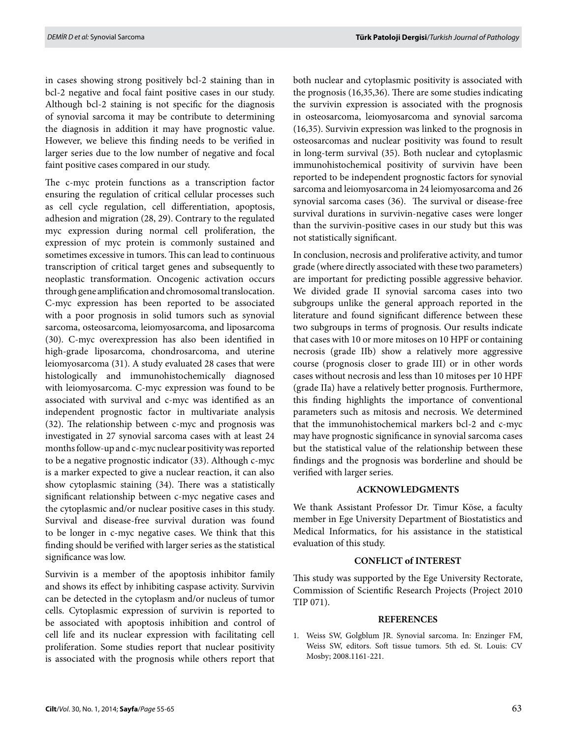in cases showing strong positively bcl-2 staining than in bcl-2 negative and focal faint positive cases in our study. Although bcl-2 staining is not specific for the diagnosis of synovial sarcoma it may be contribute to determining the diagnosis in addition it may have prognostic value. However, we believe this finding needs to be verified in larger series due to the low number of negative and focal faint positive cases compared in our study.

The c-myc protein functions as a transcription factor ensuring the regulation of critical cellular processes such as cell cycle regulation, cell differentiation, apoptosis, adhesion and migration (28, 29). Contrary to the regulated myc expression during normal cell proliferation, the expression of myc protein is commonly sustained and sometimes excessive in tumors. This can lead to continuous transcription of critical target genes and subsequently to neoplastic transformation. Oncogenic activation occurs through gene amplification and chromosomal translocation. C-myc expression has been reported to be associated with a poor prognosis in solid tumors such as synovial sarcoma, osteosarcoma, leiomyosarcoma, and liposarcoma (30). C-myc overexpression has also been identified in high-grade liposarcoma, chondrosarcoma, and uterine leiomyosarcoma (31). A study evaluated 28 cases that were histologically and immunohistochemically diagnosed with leiomyosarcoma. C-myc expression was found to be associated with survival and c-myc was identified as an independent prognostic factor in multivariate analysis (32). The relationship between c-myc and prognosis was investigated in 27 synovial sarcoma cases with at least 24 months follow-up and c-myc nuclear positivity was reported to be a negative prognostic indicator (33). Although c-myc is a marker expected to give a nuclear reaction, it can also show cytoplasmic staining (34). There was a statistically significant relationship between c-myc negative cases and the cytoplasmic and/or nuclear positive cases in this study. Survival and disease-free survival duration was found to be longer in c-myc negative cases. We think that this finding should be verified with larger series as the statistical significance was low.

Survivin is a member of the apoptosis inhibitor family and shows its effect by inhibiting caspase activity. Survivin can be detected in the cytoplasm and/or nucleus of tumor cells. Cytoplasmic expression of survivin is reported to be associated with apoptosis inhibition and control of cell life and its nuclear expression with facilitating cell proliferation. Some studies report that nuclear positivity is associated with the prognosis while others report that both nuclear and cytoplasmic positivity is associated with the prognosis (16,35,36). There are some studies indicating the survivin expression is associated with the prognosis in osteosarcoma, leiomyosarcoma and synovial sarcoma (16,35). Survivin expression was linked to the prognosis in osteosarcomas and nuclear positivity was found to result in long-term survival (35). Both nuclear and cytoplasmic immunohistochemical positivity of survivin have been reported to be independent prognostic factors for synovial sarcoma and leiomyosarcoma in 24 leiomyosarcoma and 26 synovial sarcoma cases (36). The survival or disease-free survival durations in survivin-negative cases were longer than the survivin-positive cases in our study but this was not statistically significant.

In conclusion, necrosis and proliferative activity, and tumor grade (where directly associated with these two parameters) are important for predicting possible aggressive behavior. We divided grade II synovial sarcoma cases into two subgroups unlike the general approach reported in the literature and found significant difference between these two subgroups in terms of prognosis. Our results indicate that cases with 10 or more mitoses on 10 HPF or containing necrosis (grade IIb) show a relatively more aggressive course (prognosis closer to grade III) or in other words cases without necrosis and less than 10 mitoses per 10 HPF (grade IIa) have a relatively better prognosis. Furthermore, this finding highlights the importance of conventional parameters such as mitosis and necrosis. We determined that the immunohistochemical markers bcl-2 and c-myc may have prognostic significance in synovial sarcoma cases but the statistical value of the relationship between these findings and the prognosis was borderline and should be verified with larger series.

## ACKNOWLEDGMENTS

We thank Assistant Professor Dr. Timur Köse, a faculty member in Ege University Department of Biostatistics and Medical Informatics, for his assistance in the statistical evaluation of this study.

## CONFLICT of INTEREST

This study was supported by the Ege University Rectorate, Commission of Scientific Research Projects (Project 2010 TIP 071).

## REFERENCES

1. Weiss SW, Golgblum JR. Synovial sarcoma. In: Enzinger FM, Weiss SW, editors. Soft tissue tumors. 5th ed. St. Louis: CV Mosby; 2008.1161-221.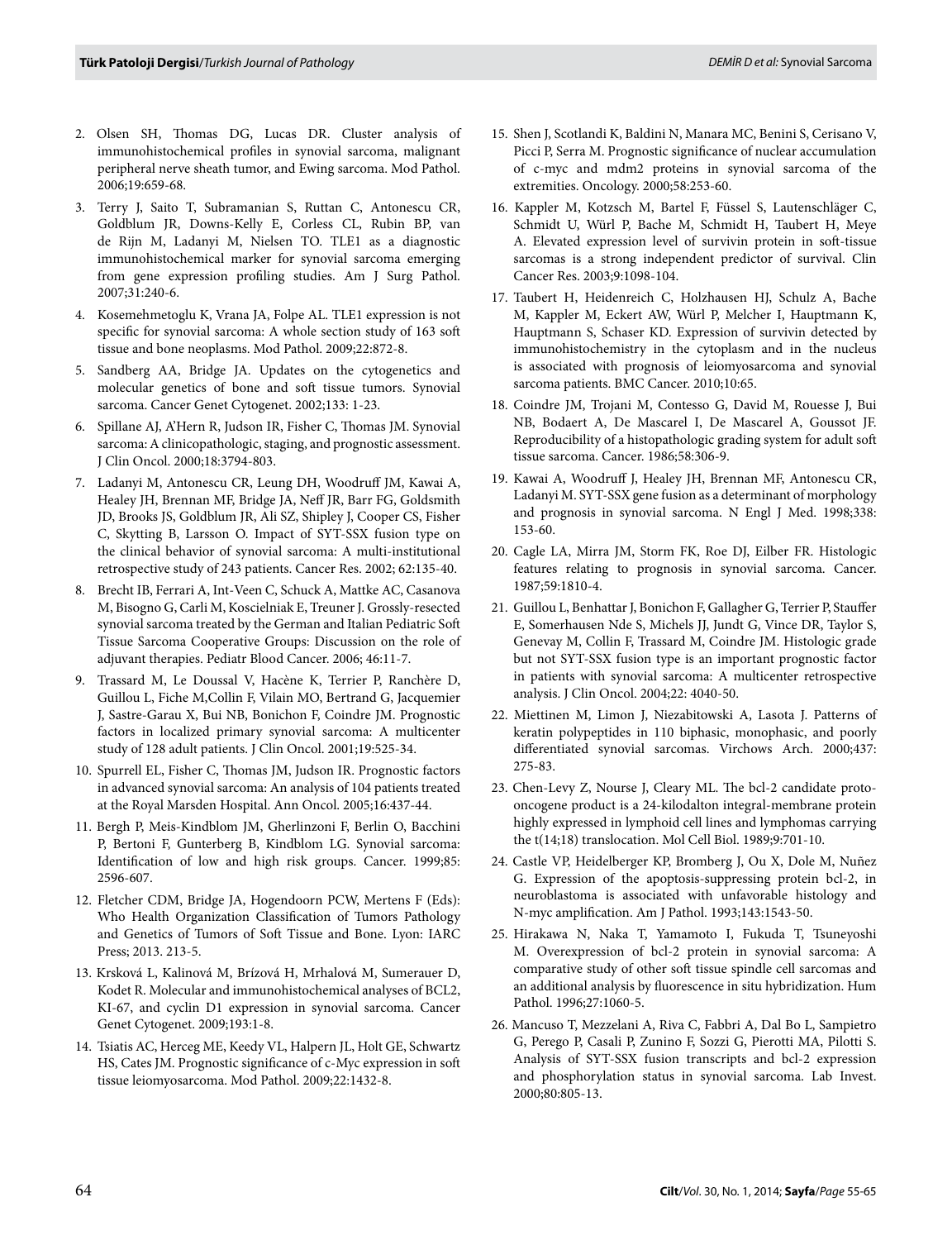2. Olsen SH, Thomas DG, Lucas DR. Cluster analysis of immunohistochemical profiles in synovial sarcoma, malignant peripheral nerve sheath tumor, and Ewing sarcoma. Mod Pathol. 2006;19:659-68.
3. Terry J, Saito T, Subramanian S, Ruttan C, Antonescu CR, Goldblum JR, Downs-Kelly E, Corless CL, Rubin BP, van de Rijn M, Ladanyi M, Nielsen TO. TLE1 as a diagnostic immunohistochemical marker for synovial sarcoma emerging from gene expression profiling studies. Am J Surg Pathol. 2007;31:240-6.
4. Kosemehmetoglu K, Vrana JA, Folpe AL. TLE1 expression is not specific for synovial sarcoma: A whole section study of 163 soft tissue and bone neoplasms. Mod Pathol. 2009;22:872-8.
5. Sandberg AA, Bridge JA. Updates on the cytogenetics and molecular genetics of bone and soft tissue tumors. Synovial sarcoma. Cancer Genet Cytogenet. 2002;133: 1-23.
6. Spillane AJ, A'Hern R, Judson IR, Fisher C, Thomas JM. Synovial sarcoma: A clinicopathologic, staging, and prognostic assessment. J Clin Oncol. 2000;18:3794-803.
7. Ladanyi M, Antonescu CR, Leung DH, Woodruff JM, Kawai A, Healey JH, Brennan MF, Bridge JA, Neff JR, Barr FG, Goldsmith JD, Brooks JS, Goldblum JR, Ali SZ, Shipley J, Cooper CS, Fisher C, Skytting B, Larsson O. Impact of SYT-SSX fusion type on the clinical behavior of synovial sarcoma: A multi-institutional retrospective study of 243 patients. Cancer Res. 2002; 62:135-40.
8. Brecht IB, Ferrari A, Int-Veen C, Schuck A, Mattke AC, Casanova M, Bisogno G, Carli M, Koscielniak E, Treuner J. Grossly-resected synovial sarcoma treated by the German and Italian Pediatric Soft Tissue Sarcoma Cooperative Groups: Discussion on the role of adjuvant therapies. Pediatr Blood Cancer. 2006; 46:11-7.
9. Trassard M, Le Doussal V, Hacène K, Terrier P, Ranchère D, Guillou L, Fiche M,Collin F, Vilain MO, Bertrand G, Jacquemier J, Sastre-Garau X, Bui NB, Bonichon F, Coindre JM. Prognostic factors in localized primary synovial sarcoma: A multicenter study of 128 adult patients. J Clin Oncol. 2001;19:525-34.
10. Spurrell EL, Fisher C, Thomas JM, Judson IR. Prognostic factors in advanced synovial sarcoma: An analysis of 104 patients treated at the Royal Marsden Hospital. Ann Oncol. 2005;16:437-44.
11. Bergh P, Meis-Kindblom JM, Gherlinzoni F, Berlin O, Bacchini P, Bertoni F, Gunterberg B, Kindblom LG. Synovial sarcoma: Identification of low and high risk groups. Cancer. 1999;85: 2596-607.
12. Fletcher CDM, Bridge JA, Hogendoorn PCW, Mertens F (Eds): Who Health Organization Classification of Tumors Pathology and Genetics of Tumors of Soft Tissue and Bone. Lyon: IARC Press; 2013. 213-5.
13. Krsková L, Kalinová M, Brízová H, Mrhalová M, Sumerauer D, Kodet R. Molecular and immunohistochemical analyses of BCL2, KI-67, and cyclin D1 expression in synovial sarcoma. Cancer Genet Cytogenet. 2009;193:1-8.
14. Tsiatis AC, Herceg ME, Keedy VL, Halpern JL, Holt GE, Schwartz HS, Cates JM. Prognostic significance of c-Myc expression in soft tissue leiomyosarcoma. Mod Pathol. 2009;22:1432-8.
15. Shen J, Scotlandi K, Baldini N, Manara MC, Benini S, Cerisano V, Picci P, Serra M. Prognostic significance of nuclear accumulation of c-myc and mdm2 proteins in synovial sarcoma of the extremities. Oncology. 2000;58:253-60.
16. Kappler M, Kotzsch M, Bartel F, Füssel S, Lautenschläger C, Schmidt U, Würl P, Bache M, Schmidt H, Taubert H, Meye A. Elevated expression level of survivin protein in soft-tissue sarcomas is a strong independent predictor of survival. Clin Cancer Res. 2003;9:1098-104.
17. Taubert H, Heidenreich C, Holzhausen HJ, Schulz A, Bache M, Kappler M, Eckert AW, Würl P, Melcher I, Hauptmann K, Hauptmann S, Schaser KD. Expression of survivin detected by immunohistochemistry in the cytoplasm and in the nucleus is associated with prognosis of leiomyosarcoma and synovial sarcoma patients. BMC Cancer. 2010;10:65.
18. Coindre JM, Trojani M, Contesso G, David M, Rouesse J, Bui NB, Bodaert A, De Mascarel I, De Mascarel A, Goussot JF. Reproducibility of a histopathologic grading system for adult soft tissue sarcoma. Cancer. 1986;58:306-9.
19. Kawai A, Woodruff J, Healey JH, Brennan MF, Antonescu CR, Ladanyi M. SYT-SSX gene fusion as a determinant of morphology and prognosis in synovial sarcoma. N Engl J Med. 1998;338: 153-60.
20. Cagle LA, Mirra JM, Storm FK, Roe DJ, Eilber FR. Histologic features relating to prognosis in synovial sarcoma. Cancer. 1987;59:1810-4.
21. Guillou L, Benhattar J, Bonichon F, Gallagher G, Terrier P, Stauffer E, Somerhausen Nde S, Michels JJ, Jundt G, Vince DR, Taylor S, Genevay M, Collin F, Trassard M, Coindre JM. Histologic grade but not SYT-SSX fusion type is an important prognostic factor in patients with synovial sarcoma: A multicenter retrospective analysis. J Clin Oncol. 2004;22: 4040-50.
22. Miettinen M, Limon J, Niezabitowski A, Lasota J. Patterns of keratin polypeptides in 110 biphasic, monophasic, and poorly differentiated synovial sarcomas. Virchows Arch. 2000;437: 275-83.
23. Chen-Levy Z, Nourse J, Cleary ML. The bcl-2 candidate proto-oncogene product is a 24-kilodalton integral-membrane protein highly expressed in lymphoid cell lines and lymphomas carrying the t(14;18) translocation. Mol Cell Biol. 1989;9:701-10.
24. Castle VP, Heidelberger KP, Bromberg J, Ou X, Dole M, Nuñez G. Expression of the apoptosis-suppressing protein bcl-2, in neuroblastoma is associated with unfavorable histology and N-myc amplification. Am J Pathol. 1993;143:1543-50.
25. Hirakawa N, Naka T, Yamamoto I, Fukuda T, Tsuneyoshi M. Overexpression of bcl-2 protein in synovial sarcoma: A comparative study of other soft tissue spindle cell sarcomas and an additional analysis by fluorescence in situ hybridization. Hum Pathol. 1996;27:1060-5.
26. Mancuso T, Mezzelani A, Riva C, Fabbri A, Dal Bo L, Sampietro G, Perego P, Casali P, Zunino F, Sozzi G, Pierotti MA, Pilotti S. Analysis of SYT-SSX fusion transcripts and bcl-2 expression and phosphorylation status in synovial sarcoma. Lab Invest. 2000;80:805-13.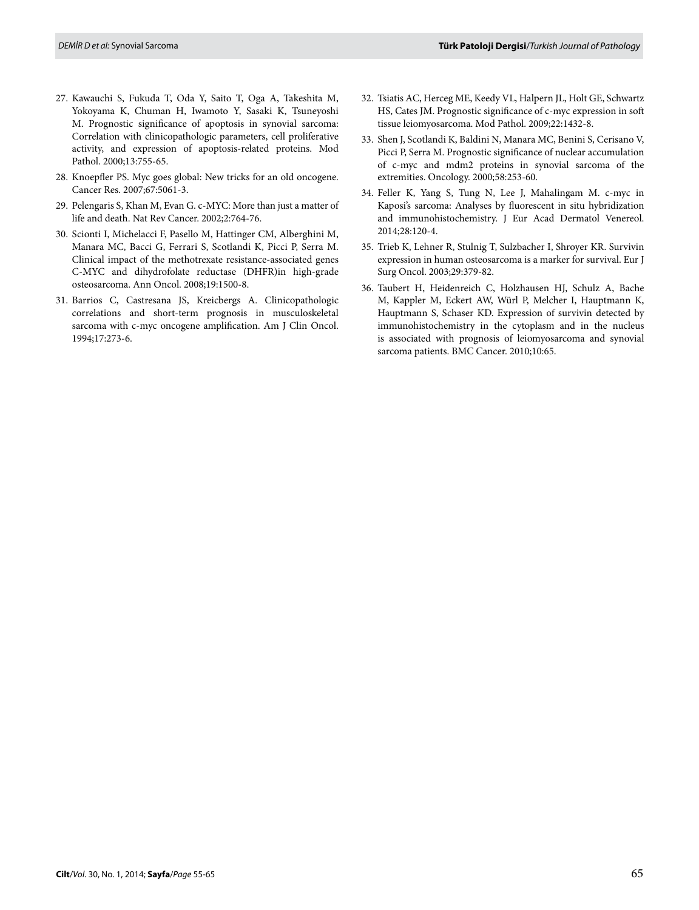27. Kawauchi S, Fukuda T, Oda Y, Saito T, Oga A, Takeshita M, Yokoyama K, Chuman H, Iwamoto Y, Sasaki K, Tsuneyoshi M. Prognostic significance of apoptosis in synovial sarcoma: Correlation with clinicopathologic parameters, cell proliferative activity, and expression of apoptosis-related proteins. Mod Pathol. 2000;13:755-65.
28. Knoepfler PS. Myc goes global: New tricks for an old oncogene. Cancer Res. 2007;67:5061-3.
29. Pelengaris S, Khan M, Evan G. c-MYC: More than just a matter of life and death. Nat Rev Cancer. 2002;2:764-76.
30. Scionti I, Michelacci F, Pasello M, Hattinger CM, Alberghini M, Manara MC, Bacci G, Ferrari S, Scotlandi K, Picci P, Serra M. Clinical impact of the methotrexate resistance-associated genes C-MYC and dihydrofolate reductase (DHFR)in high-grade osteosarcoma. Ann Oncol. 2008;19:1500-8.
31. Barrios C, Castresana JS, Kreicbergs A. Clinicopathologic correlations and short-term prognosis in musculoskeletal sarcoma with c-myc oncogene amplification. Am J Clin Oncol. 1994;17:273-6.
32. Tsiatis AC, Herceg ME, Keedy VL, Halpern JL, Holt GE, Schwartz HS, Cates JM. Prognostic significance of c-myc expression in soft tissue leiomyosarcoma. Mod Pathol. 2009;22:1432-8.
33. Shen J, Scotlandi K, Baldini N, Manara MC, Benini S, Cerisano V, Picci P, Serra M. Prognostic significance of nuclear accumulation of c-myc and mdm2 proteins in synovial sarcoma of the extremities. Oncology. 2000;58:253-60.
34. Feller K, Yang S, Tung N, Lee J, Mahalingam M. c-myc in Kaposi's sarcoma: Analyses by fluorescent in situ hybridization and immunohistochemistry. J Eur Acad Dermatol Venereol. 2014;28:120-4.
35. Trieb K, Lehner R, Stulnig T, Sulzbacher I, Shroyer KR. Survivin expression in human osteosarcoma is a marker for survival. Eur J Surg Oncol. 2003;29:379-82.
36. Taubert H, Heidenreich C, Holzhausen HJ, Schulz A, Bache M, Kappler M, Eckert AW, Würl P, Melcher I, Hauptmann K, Hauptmann S, Schaser KD. Expression of survivin detected by immunohistochemistry in the cytoplasm and in the nucleus is associated with prognosis of leiomyosarcoma and synovial sarcoma patients. BMC Cancer. 2010;10:65.